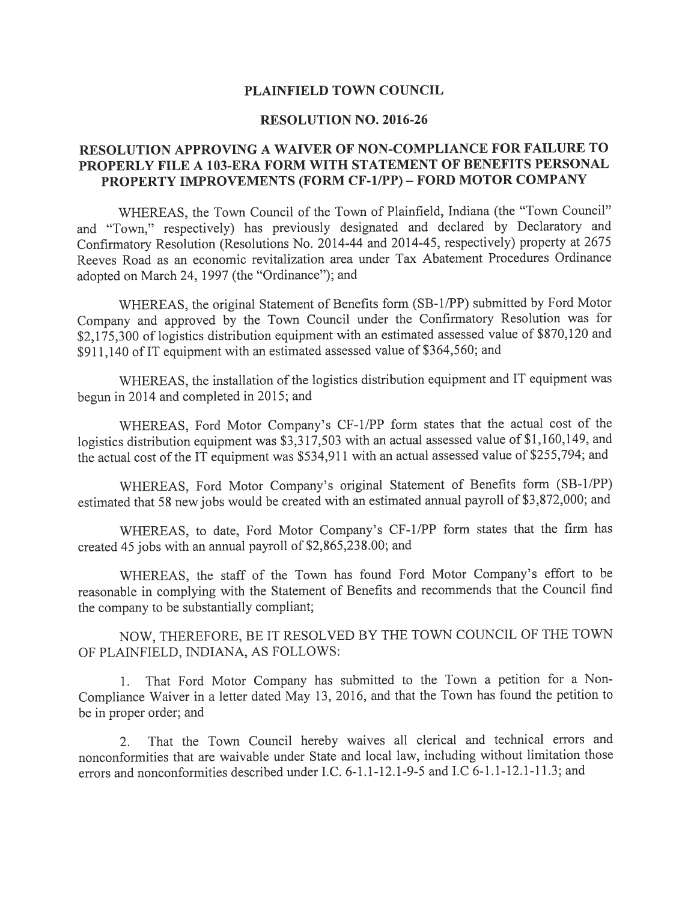# PLAINFIELD TOWN COUNCIL

## RESOLUTION NO. 2016-26

## RESOLUTION APPROVING A WAIVER OF NON-COMPLIANCE FOR FAILURE TO PROPERLY FILE A 103-ERA FORM WITH STATEMENT OF BENEFITS PERSONAL PROPERTY IMPROVEMENTS (FORM CF-1/PP) – FORD MOTOR COMPANY

WHEREAS, the Town Council of the Town of Plainfield, Indiana (the "Town Council" and "Town," respectively) has previously designated and declared by Declaratory and Confirmatory Resolution (Resolutions No. 2014-44 and 2014-45, respectively) property at 2675 Reeves Road as an economic revitalization area under Tax Abatement Procedures Ordinance adopted on March 24, 1997 (the "Ordinance"); and

WHEREAS, the original Statement of Benefits form (SB-1/PP) submitted by Ford Motor Company and approved by the Town Council under the Confirmatory Resolution was for $2,175,300 of logistics distribution equipment with an estimated assessed value of $870,120 and $911,140 of IT equipment with an estimated assessed value of $364,560; and

WHEREAS, the installation of the logistics distribution equipment and IT equipment was begun in 2014 and completed in 2015; and

WHEREAS, Ford Motor Company's CF-1/PP form states that the actual cost of the logistics distribution equipment was $3,317,503 with an actual assessed value of $1,160,149, and the actual cost of the IT equipment was $534,911 with an actual assessed value of $255,794; and

WHEREAS, Ford Motor Company's original Statement of Benefits form (SB-1/PP) estimated that 58 new jobs would be created with an estimated annual payroll of $3,872,000; and

WHEREAS, to date, Ford Motor Company's CF-1/PP form states that the firm has created 45 jobs with an annual payroll of $2,865,238.00; and

WHEREAS, the staff of the Town has found Ford Motor Company's effort to be reasonable in complying with the Statement of Benefits and recommends that the Council find the company to be substantially compliant;

NOW, THEREFORE, BE IT RESOLVED BY THE TOWN COUNCIL OF THE TOWN OF PLAINFIELD, INDIANA, AS FOLLOWS:

1. That Ford Motor Company has submitted to the Town a petition for a Non-Compliance Waiver in a letter dated May 13, 2016, and that the Town has found the petition to be in proper order; and

2. That the Town Council hereby waives all clerical and technical errors and nonconformities that are waivable under State and local law, including without limitation those errors and nonconformities described under I.C. 6-1.1-12.1-9-5 and I.C 6-1.1-12.1-11.3; and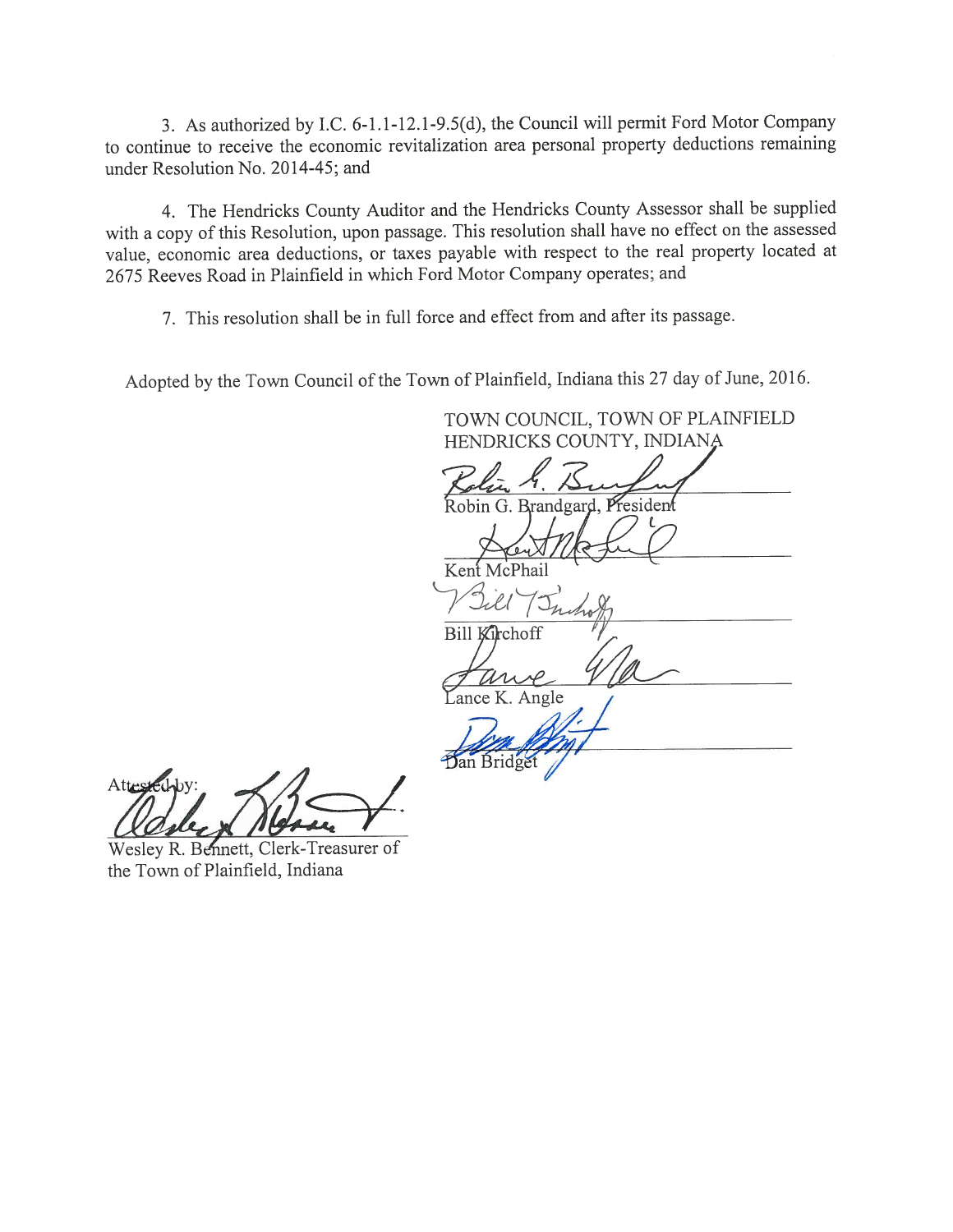3. As authorized by I.C. 6-1.1-12.1-9.5(d), the Council will permit Ford Motor Company to continue to receive the economic revitalization area personal property deductions remaining under Resolution No. 2014-45; and

4. The Hendricks County Auditor and the Hendricks County Assessor shall be supplied with a copy of this Resolution, upon passage. This resolution shall have no effect on the assessed value, economic area deductions, or taxes payable with respect to the real property located at 2675 Reeves Road in Plainfield in which Ford Motor Company operates; and

7. This resolution shall be in full force and effect from and after its passage.

Adopted by the Town Council of the Town of Plainfield, Indiana this 27 day of June, 2016.

TOWN COUNCIL, TOWN OF PLAINFIELD
HENDRICKS COUNTY, INDIANA

Robin G. Brandgard, President

Kent McPhail

Bill Kirchoff

Lance K. Angle

Dan Bridget

Attested by:

Wesley R. Bennett, Clerk-Treasurer of the Town of Plainfield, Indiana